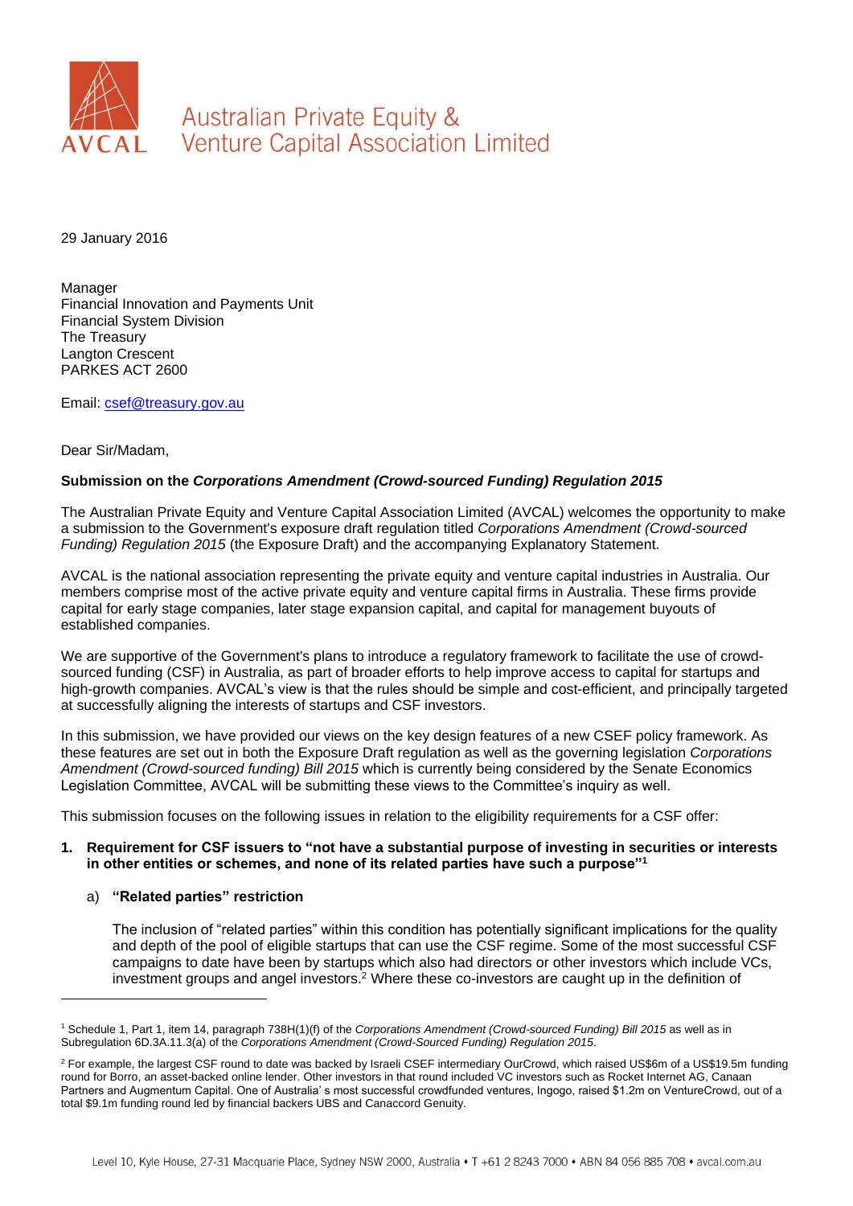AVCAL

Australian Private Equity & Venture Capital Association Limited

29 January 2016

Manager
Financial Innovation and Payments Unit
Financial System Division
The Treasury
Langton Crescent
PARKES ACT 2600

Email: csef@treasury.gov.au

Dear Sir/Madam,

**Submission on the *Corporations Amendment (Crowd-sourced Funding) Regulation 2015***

The Australian Private Equity and Venture Capital Association Limited (AVCAL) welcomes the opportunity to make a submission to the Government's exposure draft regulation titled *Corporations Amendment (Crowd-sourced Funding) Regulation 2015* (the Exposure Draft) and the accompanying Explanatory Statement.

AVCAL is the national association representing the private equity and venture capital industries in Australia. Our members comprise most of the active private equity and venture capital firms in Australia. These firms provide capital for early stage companies, later stage expansion capital, and capital for management buyouts of established companies.

We are supportive of the Government's plans to introduce a regulatory framework to facilitate the use of crowd-sourced funding (CSF) in Australia, as part of broader efforts to help improve access to capital for startups and high-growth companies. AVCAL's view is that the rules should be simple and cost-efficient, and principally targeted at successfully aligning the interests of startups and CSF investors.

In this submission, we have provided our views on the key design features of a new CSEF policy framework. As these features are set out in both the Exposure Draft regulation as well as the governing legislation *Corporations Amendment (Crowd-sourced funding) Bill 2015* which is currently being considered by the Senate Economics Legislation Committee, AVCAL will be submitting these views to the Committee's inquiry as well.

This submission focuses on the following issues in relation to the eligibility requirements for a CSF offer:

1. **Requirement for CSF issuers to "not have a substantial purpose of investing in securities or interests in other entities or schemes, and none of its related parties have such a purpose"**[1]

   a) **"Related parties" restriction**

   The inclusion of "related parties" within this condition has potentially significant implications for the quality and depth of the pool of eligible startups that can use the CSF regime. Some of the most successful CSF campaigns to date have been by startups which also had directors or other investors which include VCs, investment groups and angel investors.[2] Where these co-investors are caught up in the definition of

---

[1] Schedule 1, Part 1, item 14, paragraph 738H(1)(f) of the *Corporations Amendment (Crowd-sourced Funding) Bill 2015* as well as in Subregulation 6D.3A.11.3(a) of the *Corporations Amendment (Crowd-Sourced Funding) Regulation 2015*.

[2] For example, the largest CSF round to date was backed by Israeli CSEF intermediary OurCrowd, which raised US$6m of a US$19.5m funding round for Borro, an asset-backed online lender. Other investors in that round included VC investors such as Rocket Internet AG, Canaan Partners and Augmentum Capital. One of Australia' s most successful crowdfunded ventures, Ingogo, raised $1.2m on VentureCrowd, out of a total $9.1m funding round led by financial backers UBS and Canaccord Genuity.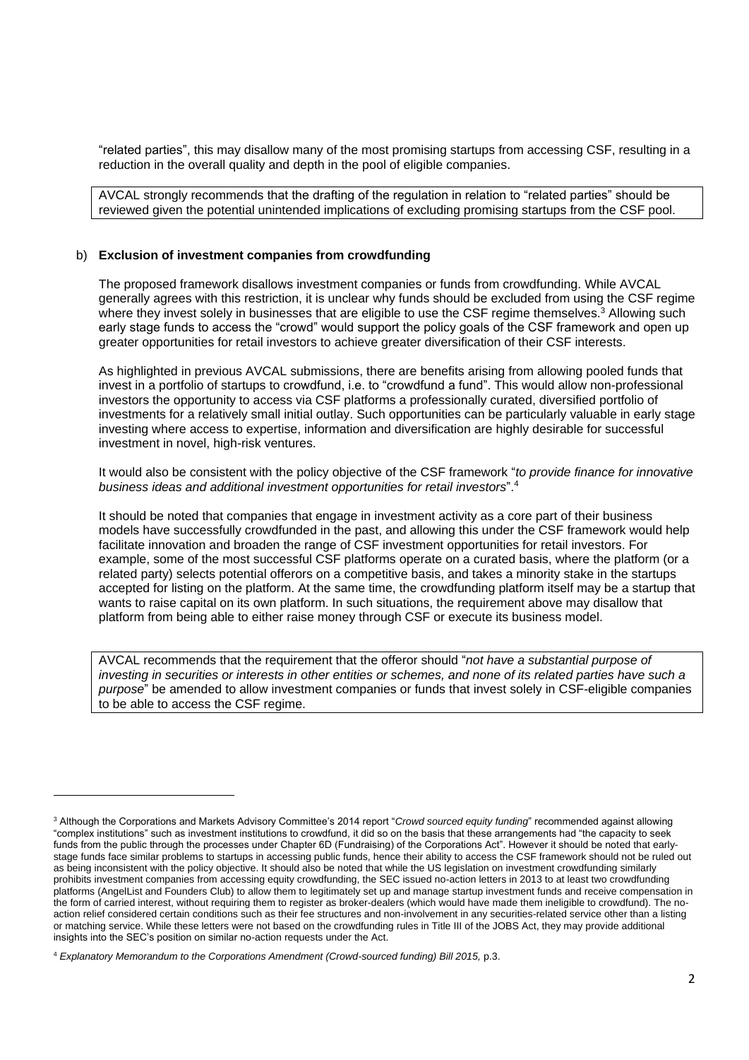"related parties", this may disallow many of the most promising startups from accessing CSF, resulting in a reduction in the overall quality and depth in the pool of eligible companies.

AVCAL strongly recommends that the drafting of the regulation in relation to "related parties" should be reviewed given the potential unintended implications of excluding promising startups from the CSF pool.

b) **Exclusion of investment companies from crowdfunding**

The proposed framework disallows investment companies or funds from crowdfunding. While AVCAL generally agrees with this restriction, it is unclear why funds should be excluded from using the CSF regime where they invest solely in businesses that are eligible to use the CSF regime themselves.[3] Allowing such early stage funds to access the "crowd" would support the policy goals of the CSF framework and open up greater opportunities for retail investors to achieve greater diversification of their CSF interests.

As highlighted in previous AVCAL submissions, there are benefits arising from allowing pooled funds that invest in a portfolio of startups to crowdfund, i.e. to "crowdfund a fund". This would allow non-professional investors the opportunity to access via CSF platforms a professionally curated, diversified portfolio of investments for a relatively small initial outlay. Such opportunities can be particularly valuable in early stage investing where access to expertise, information and diversification are highly desirable for successful investment in novel, high-risk ventures.

It would also be consistent with the policy objective of the CSF framework "*to provide finance for innovative business ideas and additional investment opportunities for retail investors*".[4]

It should be noted that companies that engage in investment activity as a core part of their business models have successfully crowdfunded in the past, and allowing this under the CSF framework would help facilitate innovation and broaden the range of CSF investment opportunities for retail investors. For example, some of the most successful CSF platforms operate on a curated basis, where the platform (or a related party) selects potential offerors on a competitive basis, and takes a minority stake in the startups accepted for listing on the platform. At the same time, the crowdfunding platform itself may be a startup that wants to raise capital on its own platform. In such situations, the requirement above may disallow that platform from being able to either raise money through CSF or execute its business model.

AVCAL recommends that the requirement that the offeror should "*not have a substantial purpose of investing in securities or interests in other entities or schemes, and none of its related parties have such a purpose*" be amended to allow investment companies or funds that invest solely in CSF-eligible companies to be able to access the CSF regime.

---

[3] Although the Corporations and Markets Advisory Committee's 2014 report "*Crowd sourced equity funding*" recommended against allowing "complex institutions" such as investment institutions to crowdfund, it did so on the basis that these arrangements had "the capacity to seek funds from the public through the processes under Chapter 6D (Fundraising) of the Corporations Act". However it should be noted that early-stage funds face similar problems to startups in accessing public funds, hence their ability to access the CSF framework should not be ruled out as being inconsistent with the policy objective. It should also be noted that while the US legislation on investment crowdfunding similarly prohibits investment companies from accessing equity crowdfunding, the SEC issued no-action letters in 2013 to at least two crowdfunding platforms (AngelList and Founders Club) to allow them to legitimately set up and manage startup investment funds and receive compensation in the form of carried interest, without requiring them to register as broker-dealers (which would have made them ineligible to crowdfund). The no-action relief considered certain conditions such as their fee structures and non-involvement in any securities-related service other than a listing or matching service. While these letters were not based on the crowdfunding rules in Title III of the JOBS Act, they may provide additional insights into the SEC's position on similar no-action requests under the Act.

[4] *Explanatory Memorandum to the Corporations Amendment (Crowd-sourced funding) Bill 2015,* p.3.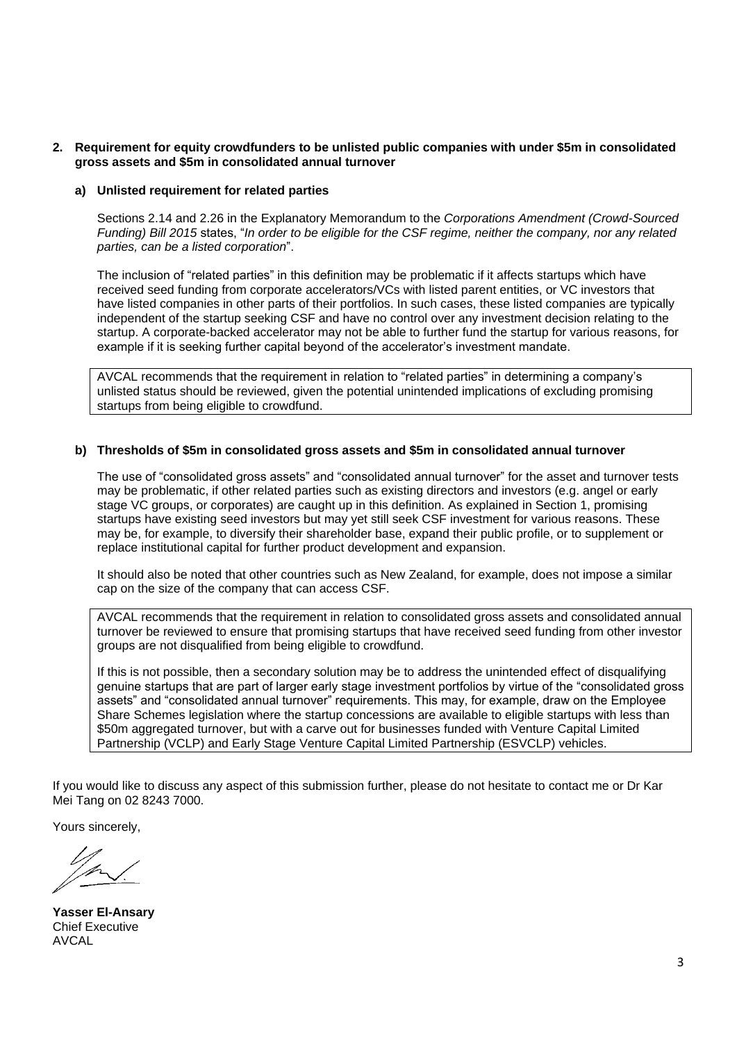## 2. Requirement for equity crowdfunders to be unlisted public companies with under $5m in consolidated gross assets and $5m in consolidated annual turnover

### a) Unlisted requirement for related parties

Sections 2.14 and 2.26 in the Explanatory Memorandum to the *Corporations Amendment (Crowd-Sourced Funding) Bill 2015* states, "*In order to be eligible for the CSF regime, neither the company, nor any related parties, can be a listed corporation*".

The inclusion of "related parties" in this definition may be problematic if it affects startups which have received seed funding from corporate accelerators/VCs with listed parent entities, or VC investors that have listed companies in other parts of their portfolios. In such cases, these listed companies are typically independent of the startup seeking CSF and have no control over any investment decision relating to the startup. A corporate-backed accelerator may not be able to further fund the startup for various reasons, for example if it is seeking further capital beyond of the accelerator's investment mandate.

> AVCAL recommends that the requirement in relation to "related parties" in determining a company's unlisted status should be reviewed, given the potential unintended implications of excluding promising startups from being eligible to crowdfund.

### b) Thresholds of $5m in consolidated gross assets and $5m in consolidated annual turnover

The use of "consolidated gross assets" and "consolidated annual turnover" for the asset and turnover tests may be problematic, if other related parties such as existing directors and investors (e.g. angel or early stage VC groups, or corporates) are caught up in this definition. As explained in Section 1, promising startups have existing seed investors but may yet still seek CSF investment for various reasons. These may be, for example, to diversify their shareholder base, expand their public profile, or to supplement or replace institutional capital for further product development and expansion.

It should also be noted that other countries such as New Zealand, for example, does not impose a similar cap on the size of the company that can access CSF.

> AVCAL recommends that the requirement in relation to consolidated gross assets and consolidated annual turnover be reviewed to ensure that promising startups that have received seed funding from other investor groups are not disqualified from being eligible to crowdfund.
>
> If this is not possible, then a secondary solution may be to address the unintended effect of disqualifying genuine startups that are part of larger early stage investment portfolios by virtue of the "consolidated gross assets" and "consolidated annual turnover" requirements. This may, for example, draw on the Employee Share Schemes legislation where the startup concessions are available to eligible startups with less than $50m aggregated turnover, but with a carve out for businesses funded with Venture Capital Limited Partnership (VCLP) and Early Stage Venture Capital Limited Partnership (ESVCLP) vehicles.

If you would like to discuss any aspect of this submission further, please do not hesitate to contact me or Dr Kar Mei Tang on 02 8243 7000.

Yours sincerely,

**Yasser El-Ansary**
Chief Executive
AVCAL